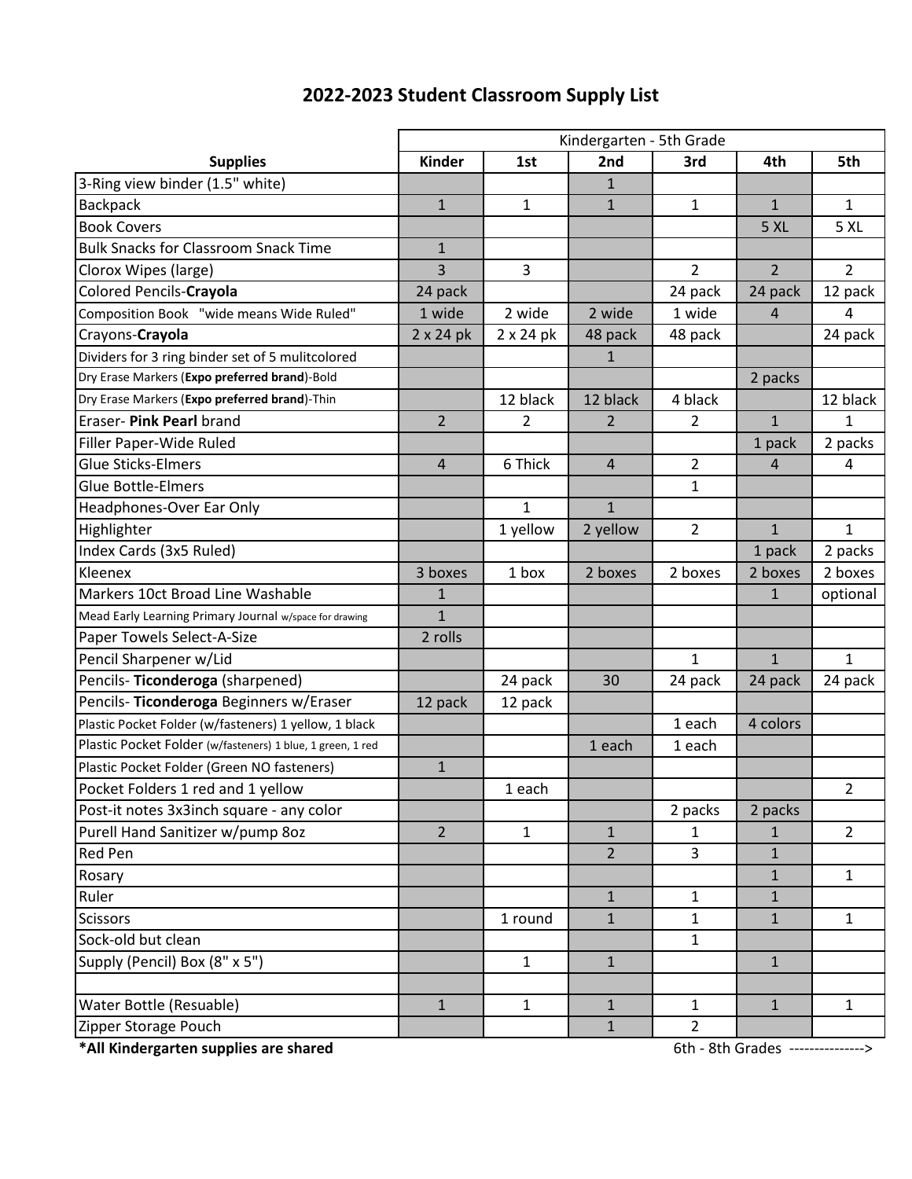# 2022-2023 Student Classroom Supply List

| Supplies | Kindergarten - 5th Grade | | | | | |
|---|---|---|---|---|---|---|
| | **Kinder** | **1st** | **2nd** | **3rd** | **4th** | **5th** |
| 3-Ring view binder (1.5" white) | | | 1 | | | |
| Backpack | 1 | 1 | 1 | 1 | 1 | 1 |
| Book Covers | | | | | 5 XL | 5 XL |
| Bulk Snacks for Classroom Snack Time | 1 | | | | | |
| Clorox Wipes (large) | 3 | 3 | | 2 | 2 | 2 |
| Colored Pencils-**Crayola** | 24 pack | | | 24 pack | 24 pack | 12 pack |
| Composition Book "wide means Wide Ruled" | 1 wide | 2 wide | 2 wide | 1 wide | 4 | 4 |
| Crayons-**Crayola** | 2 x 24 pk | 2 x 24 pk | 48 pack | 48 pack | | 24 pack |
| Dividers for 3 ring binder set of 5 mulitcolored | | | 1 | | | |
| Dry Erase Markers (**Expo preferred brand**)-Bold | | | | | 2 packs | |
| Dry Erase Markers (**Expo preferred brand**)-Thin | | 12 black | 12 black | 4 black | | 12 black |
| Eraser- **Pink Pearl** brand | 2 | 2 | 2 | 2 | 1 | 1 |
| Filler Paper-Wide Ruled | | | | | 1 pack | 2 packs |
| Glue Sticks-Elmers | 4 | 6 Thick | 4 | 2 | 4 | 4 |
| Glue Bottle-Elmers | | | | 1 | | |
| Headphones-Over Ear Only | | 1 | 1 | | | |
| Highlighter | | 1 yellow | 2 yellow | 2 | 1 | 1 |
| Index Cards (3x5 Ruled) | | | | | 1 pack | 2 packs |
| Kleenex | 3 boxes | 1 box | 2 boxes | 2 boxes | 2 boxes | 2 boxes |
| Markers 10ct Broad Line Washable | 1 | | | | 1 | optional |
| Mead Early Learning Primary Journal w/space for drawing | 1 | | | | | |
| Paper Towels Select-A-Size | 2 rolls | | | | | |
| Pencil Sharpener w/Lid | | | | 1 | 1 | 1 |
| Pencils- **Ticonderoga** (sharpened) | | 24 pack | 30 | 24 pack | 24 pack | 24 pack |
| Pencils- **Ticonderoga** Beginners w/Eraser | 12 pack | 12 pack | | | | |
| Plastic Pocket Folder (w/fasteners) 1 yellow, 1 black | | | | 1 each | 4 colors | |
| Plastic Pocket Folder (w/fasteners) 1 blue, 1 green, 1 red | | | 1 each | 1 each | | |
| Plastic Pocket Folder (Green NO fasteners) | 1 | | | | | |
| Pocket Folders 1 red and 1 yellow | | 1 each | | | | 2 |
| Post-it notes 3x3inch square - any color | | | | 2 packs | 2 packs | |
| Purell Hand Sanitizer w/pump 8oz | 2 | 1 | 1 | 1 | 1 | 2 |
| Red Pen | | | 2 | 3 | 1 | |
| Rosary | | | | | 1 | 1 |
| Ruler | | | 1 | 1 | 1 | |
| Scissors | | 1 round | 1 | 1 | 1 | 1 |
| Sock-old but clean | | | | 1 | | |
| Supply (Pencil) Box (8" x 5") | | 1 | 1 | | 1 | |
| | | | | | | |
| Water Bottle (Resuable) | 1 | 1 | 1 | 1 | 1 | 1 |
| Zipper Storage Pouch | | | 1 | 2 | | |

**\*All Kindergarten supplies are shared**

6th - 8th Grades -------------->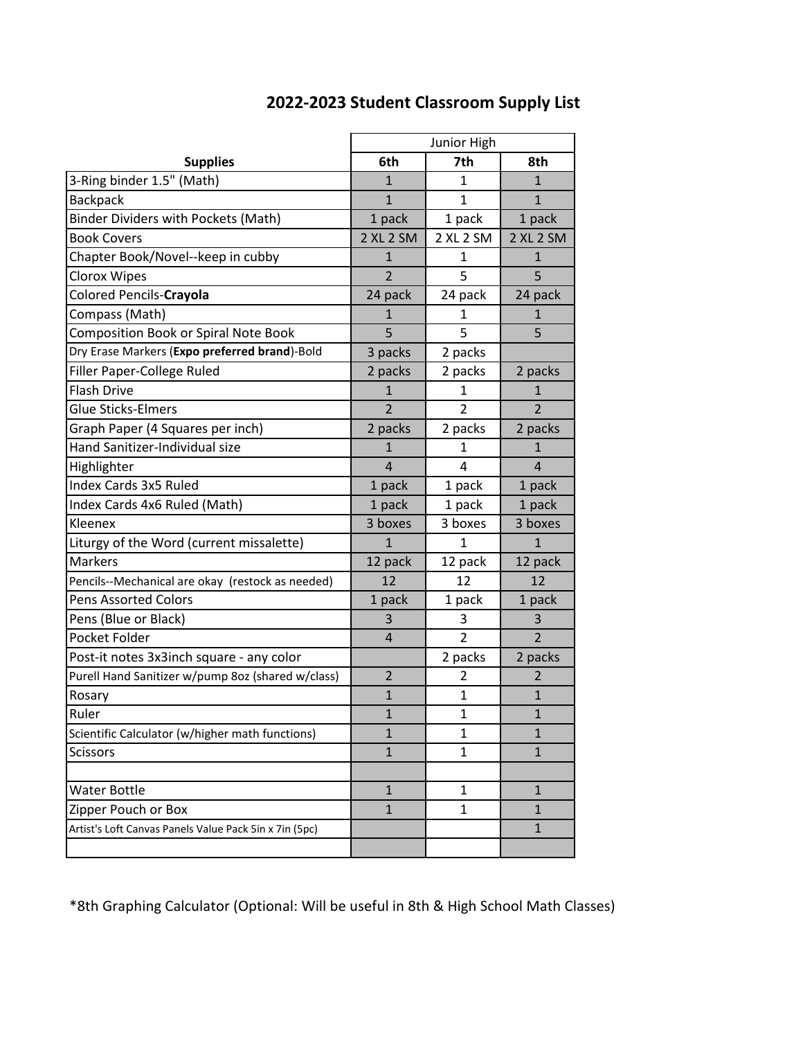## 2022-2023 Student Classroom Supply List

| | Junior High | | |
|---|---|---|---|
| **Supplies** | **6th** | **7th** | **8th** |
| 3-Ring binder 1.5" (Math) | 1 | 1 | 1 |
| Backpack | 1 | 1 | 1 |
| Binder Dividers with Pockets (Math) | 1 pack | 1 pack | 1 pack |
| Book Covers | 2 XL 2 SM | 2 XL 2 SM | 2 XL 2 SM |
| Chapter Book/Novel--keep in cubby | 1 | 1 | 1 |
| Clorox Wipes | 2 | 5 | 5 |
| Colored Pencils-**Crayola** | 24 pack | 24 pack | 24 pack |
| Compass (Math) | 1 | 1 | 1 |
| Composition Book or Spiral Note Book | 5 | 5 | 5 |
| Dry Erase Markers (**Expo preferred brand**)-Bold | 3 packs | 2 packs | |
| Filler Paper-College Ruled | 2 packs | 2 packs | 2 packs |
| Flash Drive | 1 | 1 | 1 |
| Glue Sticks-Elmers | 2 | 2 | 2 |
| Graph Paper (4 Squares per inch) | 2 packs | 2 packs | 2 packs |
| Hand Sanitizer-Individual size | 1 | 1 | 1 |
| Highlighter | 4 | 4 | 4 |
| Index Cards 3x5 Ruled | 1 pack | 1 pack | 1 pack |
| Index Cards 4x6 Ruled (Math) | 1 pack | 1 pack | 1 pack |
| Kleenex | 3 boxes | 3 boxes | 3 boxes |
| Liturgy of the Word (current missalette) | 1 | 1 | 1 |
| Markers | 12 pack | 12 pack | 12 pack |
| Pencils--Mechanical are okay (restock as needed) | 12 | 12 | 12 |
| Pens Assorted Colors | 1 pack | 1 pack | 1 pack |
| Pens (Blue or Black) | 3 | 3 | 3 |
| Pocket Folder | 4 | 2 | 2 |
| Post-it notes 3x3inch square - any color | | 2 packs | 2 packs |
| Purell Hand Sanitizer w/pump 8oz (shared w/class) | 2 | 2 | 2 |
| Rosary | 1 | 1 | 1 |
| Ruler | 1 | 1 | 1 |
| Scientific Calculator (w/higher math functions) | 1 | 1 | 1 |
| Scissors | 1 | 1 | 1 |
| | | | |
| Water Bottle | 1 | 1 | 1 |
| Zipper Pouch or Box | 1 | 1 | 1 |
| Artist's Loft Canvas Panels Value Pack 5in x 7in (5pc) | | | 1 |
| | | | |

*8th Graphing Calculator (Optional: Will be useful in 8th & High School Math Classes)